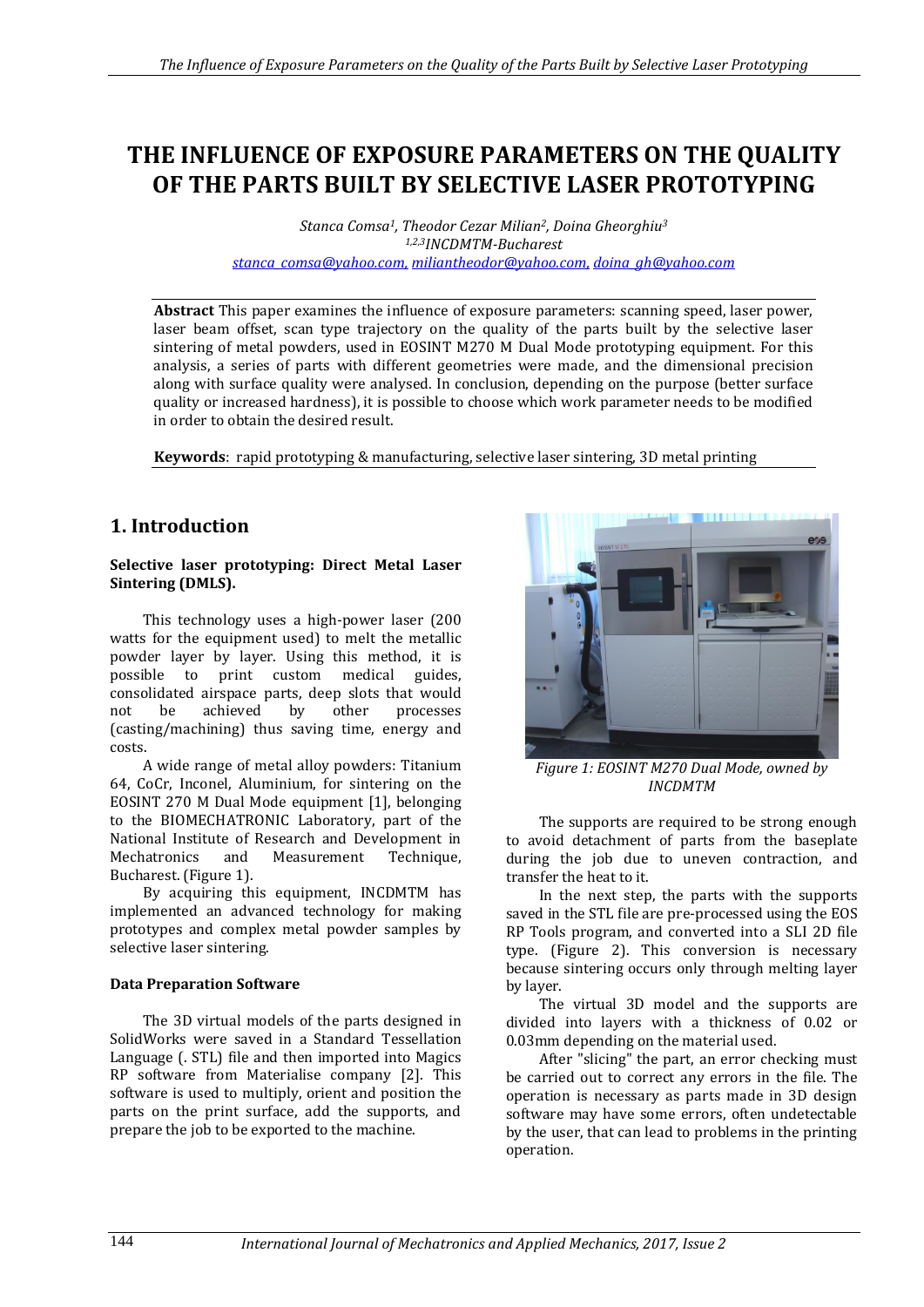# THE INFLUENCE OF EXPOSURE PARAMETERS ON THE QUALITY OF THE PARTS BUILT BY SELECTIVE LASER PROTOTYPING

*Stanca Comsa[1], Theodor Cezar Milian[2], Doina Gheorghiu[3]*
*[1,2,3]INCDMTM-Bucharest*
stanca_comsa@yahoo.com, miliantheodor@yahoo.com, doina_gh@yahoo.com

**Abstract** This paper examines the influence of exposure parameters: scanning speed, laser power, laser beam offset, scan type trajectory on the quality of the parts built by the selective laser sintering of metal powders, used in EOSINT M270 M Dual Mode prototyping equipment. For this analysis, a series of parts with different geometries were made, and the dimensional precision along with surface quality were analysed. In conclusion, depending on the purpose (better surface quality or increased hardness), it is possible to choose which work parameter needs to be modified in order to obtain the desired result.

**Keywords**: rapid prototyping & manufacturing, selective laser sintering, 3D metal printing

## 1. Introduction

**Selective laser prototyping: Direct Metal Laser Sintering (DMLS).**

This technology uses a high-power laser (200 watts for the equipment used) to melt the metallic powder layer by layer. Using this method, it is possible to print custom medical guides, consolidated airspace parts, deep slots that would not be achieved by other processes (casting/machining) thus saving time, energy and costs.

A wide range of metal alloy powders: Titanium 64, CoCr, Inconel, Aluminium, for sintering on the EOSINT 270 M Dual Mode equipment [1], belonging to the BIOMECHATRONIC Laboratory, part of the National Institute of Research and Development in Mechatronics and Measurement Technique, Bucharest. (Figure 1).

By acquiring this equipment, INCDMTM has implemented an advanced technology for making prototypes and complex metal powder samples by selective laser sintering.

**Data Preparation Software**

The 3D virtual models of the parts designed in SolidWorks were saved in a Standard Tessellation Language (. STL) file and then imported into Magics RP software from Materialise company [2]. This software is used to multiply, orient and position the parts on the print surface, add the supports, and prepare the job to be exported to the machine.

*Figure 1: EOSINT M270 Dual Mode, owned by INCDMTM*

The supports are required to be strong enough to avoid detachment of parts from the baseplate during the job due to uneven contraction, and transfer the heat to it.

In the next step, the parts with the supports saved in the STL file are pre-processed using the EOS RP Tools program, and converted into a SLI 2D file type. (Figure 2). This conversion is necessary because sintering occurs only through melting layer by layer.

The virtual 3D model and the supports are divided into layers with a thickness of 0.02 or 0.03mm depending on the material used.

After "slicing" the part, an error checking must be carried out to correct any errors in the file. The operation is necessary as parts made in 3D design software may have some errors, often undetectable by the user, that can lead to problems in the printing operation.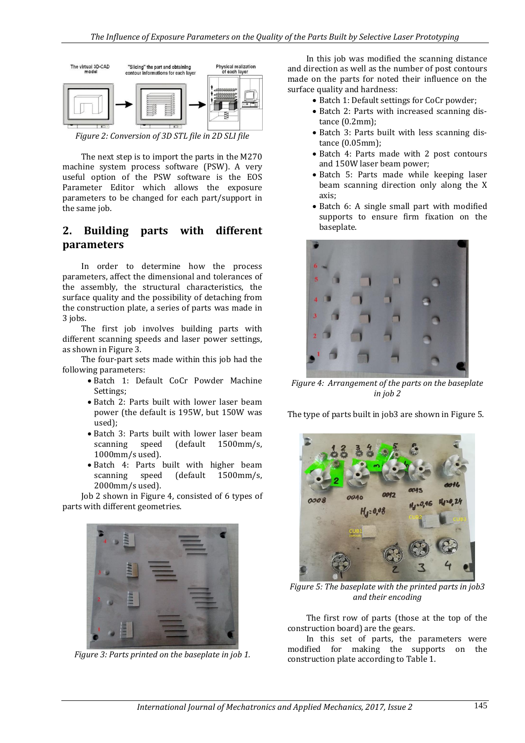Figure 2: Conversion of 3D STL file in 2D SLI file

The next step is to import the parts in the M270 machine system process software (PSW). A very useful option of the PSW software is the EOS Parameter Editor which allows the exposure parameters to be changed for each part/support in the same job.

## 2. Building parts with different parameters

In order to determine how the process parameters, affect the dimensional and tolerances of the assembly, the structural characteristics, the surface quality and the possibility of detaching from the construction plate, a series of parts was made in 3 jobs.

The first job involves building parts with different scanning speeds and laser power settings, as shown in Figure 3.

The four-part sets made within this job had the following parameters:

- Batch 1: Default CoCr Powder Machine Settings;
- Batch 2: Parts built with lower laser beam power (the default is 195W, but 150W was used);
- Batch 3: Parts built with lower laser beam scanning speed (default 1500mm/s, 1000mm/s used).
- Batch 4: Parts built with higher beam scanning speed (default 1500mm/s, 2000mm/s used).

Job 2 shown in Figure 4, consisted of 6 types of parts with different geometries.

Figure 3: Parts printed on the baseplate in job 1.

In this job was modified the scanning distance and direction as well as the number of post contours made on the parts for noted their influence on the surface quality and hardness:

- Batch 1: Default settings for CoCr powder;
- Batch 2: Parts with increased scanning distance (0.2mm);
- Batch 3: Parts built with less scanning distance (0.05mm);
- Batch 4: Parts made with 2 post contours and 150W laser beam power;
- Batch 5: Parts made while keeping laser beam scanning direction only along the X axis;
- Batch 6: A single small part with modified supports to ensure firm fixation on the baseplate.

Figure 4: Arrangement of the parts on the baseplate in job 2

The type of parts built in job3 are shown in Figure 5.

Figure 5: The baseplate with the printed parts in job3 and their encoding

The first row of parts (those at the top of the construction board) are the gears.

In this set of parts, the parameters were modified for making the supports on the construction plate according to Table 1.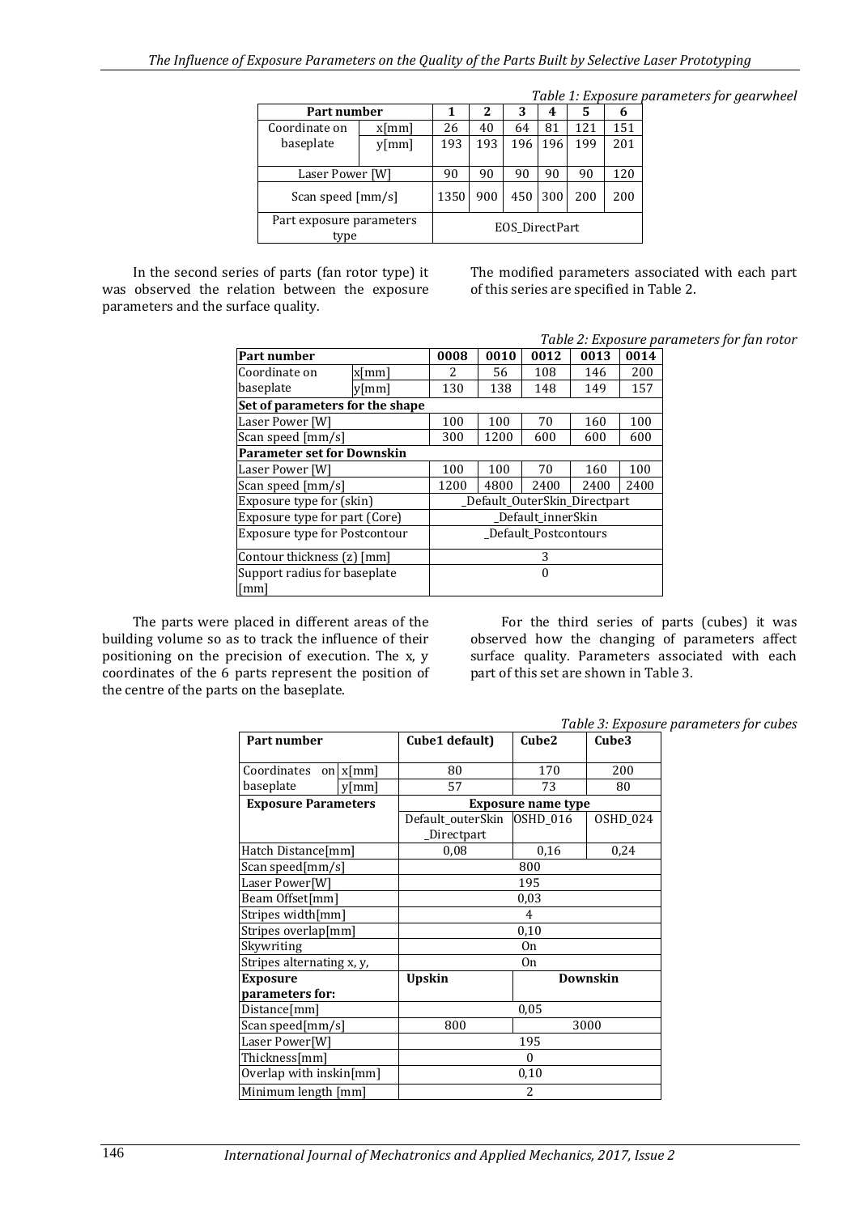*Table 1: Exposure parameters for gearwheel*

| Part number | | 1 | 2 | 3 | 4 | 5 | 6 |
|---|---|---|---|---|---|---|---|
| Coordinate on baseplate | x[mm] | 26 | 40 | 64 | 81 | 121 | 151 |
| | y[mm] | 193 | 193 | 196 | 196 | 199 | 201 |
| Laser Power [W] | | 90 | 90 | 90 | 90 | 90 | 120 |
| Scan speed [mm/s] | | 1350 | 900 | 450 | 300 | 200 | 200 |
| Part exposure parameters type | | EOS_DirectPart | | | | | |

In the second series of parts (fan rotor type) it was observed the relation between the exposure parameters and the surface quality.

The modified parameters associated with each part of this series are specified in Table 2.

*Table 2: Exposure parameters for fan rotor*

| Part number | | 0008 | 0010 | 0012 | 0013 | 0014 |
|---|---|---|---|---|---|---|
| Coordinate on baseplate | x[mm] | 2 | 56 | 108 | 146 | 200 |
| | y[mm] | 130 | 138 | 148 | 149 | 157 |
| **Set of parameters for the shape** | | | | | | |
| Laser Power [W] | | 100 | 100 | 70 | 160 | 100 |
| Scan speed [mm/s] | | 300 | 1200 | 600 | 600 | 600 |
| **Parameter set for Downskin** | | | | | | |
| Laser Power [W] | | 100 | 100 | 70 | 160 | 100 |
| Scan speed [mm/s] | | 1200 | 4800 | 2400 | 2400 | 2400 |
| Exposure type for (skin) | | _Default_OuterSkin_Directpart | | | | |
| Exposure type for part (Core) | | _Default_innerSkin | | | | |
| Exposure type for Postcontour | | _Default_Postcontours | | | | |
| Contour thickness (z) [mm] | | 3 | | | | |
| Support radius for baseplate [mm] | | 0 | | | | |

The parts were placed in different areas of the building volume so as to track the influence of their positioning on the precision of execution. The x, y coordinates of the 6 parts represent the position of the centre of the parts on the baseplate.

For the third series of parts (cubes) it was observed how the changing of parameters affect surface quality. Parameters associated with each part of this set are shown in Table 3.

*Table 3: Exposure parameters for cubes*

| Part number | | Cube1 default) | Cube2 | Cube3 |
|---|---|---|---|---|
| Coordinates on baseplate | x[mm] | 80 | 170 | 200 |
| | y[mm] | 57 | 73 | 80 |
| **Exposure Parameters** | | **Exposure name type** | | |
| | | Default_outerSkin_Directpart | OSHD_016 | OSHD_024 |
| Hatch Distance[mm] | | 0,08 | 0,16 | 0,24 |
| Scan speed[mm/s] | | 800 | | |
| Laser Power[W] | | 195 | | |
| Beam Offset[mm] | | 0,03 | | |
| Stripes width[mm] | | 4 | | |
| Stripes overlap[mm] | | 0,10 | | |
| Skywriting | | On | | |
| Stripes alternating x, y, | | On | | |
| **Exposure parameters for:** | | **Upskin** | **Downskin** | |
| Distance[mm] | | 0,05 | | |
| Scan speed[mm/s] | | 800 | 3000 | |
| Laser Power[W] | | 195 | | |
| Thickness[mm] | | 0 | | |
| Overlap with inskin[mm] | | 0,10 | | |
| Minimum length [mm] | | 2 | | |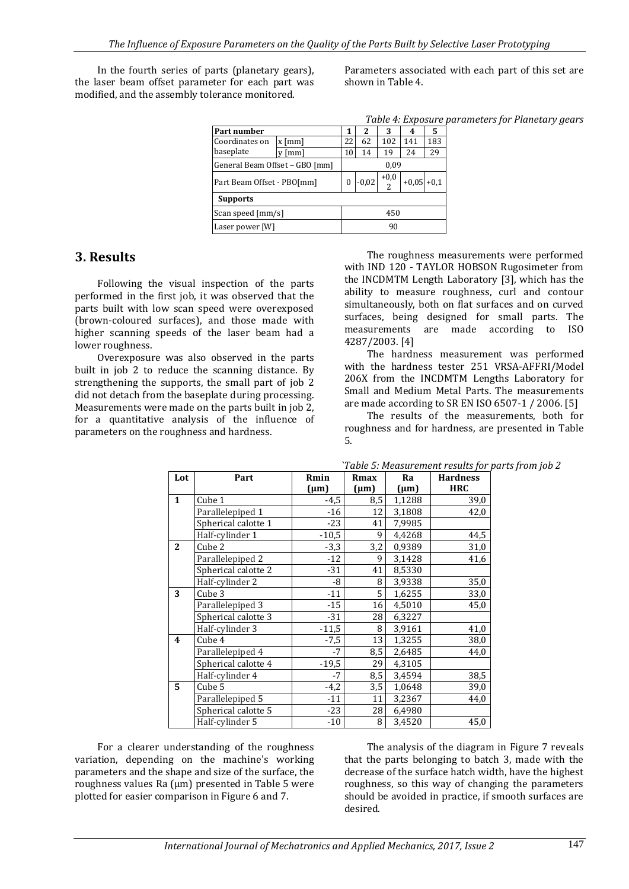In the fourth series of parts (planetary gears), the laser beam offset parameter for each part was modified, and the assembly tolerance monitored. Parameters associated with each part of this set are shown in Table 4.

*Table 4: Exposure parameters for Planetary gears*

| Part number | | 1 | 2 | 3 | 4 | 5 |
|---|---|---|---|---|---|---|
| Coordinates on baseplate | x [mm] | 22 | 62 | 102 | 141 | 183 |
| | y [mm] | 10 | 14 | 19 | 24 | 29 |
| General Beam Offset – GBO [mm] | | 0,09 | | | | |
| Part Beam Offset - PBO[mm] | | 0 | -0,02 | +0,02 | +0,05 | +0,1 |
| **Supports** | | | | | | |
| Scan speed [mm/s] | | 450 | | | | |
| Laser power [W] | | 90 | | | | |

## 3. Results

Following the visual inspection of the parts performed in the first job, it was observed that the parts built with low scan speed were overexposed (brown-coloured surfaces), and those made with higher scanning speeds of the laser beam had a lower roughness.

Overexposure was also observed in the parts built in job 2 to reduce the scanning distance. By strengthening the supports, the small part of job 2 did not detach from the baseplate during processing. Measurements were made on the parts built in job 2, for a quantitative analysis of the influence of parameters on the roughness and hardness.

The roughness measurements were performed with IND 120 - TAYLOR HOBSON Rugosimeter from the INCDMTM Length Laboratory [3], which has the ability to measure roughness, curl and contour simultaneously, both on flat surfaces and on curved surfaces, being designed for small parts. The measurements are made according to ISO 4287/2003. [4]

The hardness measurement was performed with the hardness tester 251 VRSA-AFFRI/Model 206X from the INCDMTM Lengths Laboratory for Small and Medium Metal Parts. The measurements are made according to SR EN ISO 6507-1 / 2006. [5]

The results of the measurements, both for roughness and for hardness, are presented in Table 5.

*`Table 5: Measurement results for parts from job 2*

| Lot | Part | Rmin (μm) | Rmax (μm) | Ra (μm) | Hardness HRC |
|---|---|---|---|---|---|
| **1** | Cube 1 | -4,5 | 8,5 | 1,1288 | 39,0 |
| | Parallelepiped 1 | -16 | 12 | 3,1808 | 42,0 |
| | Spherical calotte 1 | -23 | 41 | 7,9985 | |
| | Half-cylinder 1 | -10,5 | 9 | 4,4268 | 44,5 |
| **2** | Cube 2 | -3,3 | 3,2 | 0,9389 | 31,0 |
| | Parallelepiped 2 | -12 | 9 | 3,1428 | 41,6 |
| | Spherical calotte 2 | -31 | 41 | 8,5330 | |
| | Half-cylinder 2 | -8 | 8 | 3,9338 | 35,0 |
| **3** | Cube 3 | -11 | 5 | 1,6255 | 33,0 |
| | Parallelepiped 3 | -15 | 16 | 4,5010 | 45,0 |
| | Spherical calotte 3 | -31 | 28 | 6,3227 | |
| | Half-cylinder 3 | -11,5 | 8 | 3,9161 | 41,0 |
| **4** | Cube 4 | -7,5 | 13 | 1,3255 | 38,0 |
| | Parallelepiped 4 | -7 | 8,5 | 2,6485 | 44,0 |
| | Spherical calotte 4 | -19,5 | 29 | 4,3105 | |
| | Half-cylinder 4 | -7 | 8,5 | 3,4594 | 38,5 |
| **5** | Cube 5 | -4,2 | 3,5 | 1,0648 | 39,0 |
| | Parallelepiped 5 | -11 | 11 | 3,2367 | 44,0 |
| | Spherical calotte 5 | -23 | 28 | 6,4980 | |
| | Half-cylinder 5 | -10 | 8 | 3,4520 | 45,0 |

For a clearer understanding of the roughness variation, depending on the machine's working parameters and the shape and size of the surface, the roughness values Ra (μm) presented in Table 5 were plotted for easier comparison in Figure 6 and 7.

The analysis of the diagram in Figure 7 reveals that the parts belonging to batch 3, made with the decrease of the surface hatch width, have the highest roughness, so this way of changing the parameters should be avoided in practice, if smooth surfaces are desired.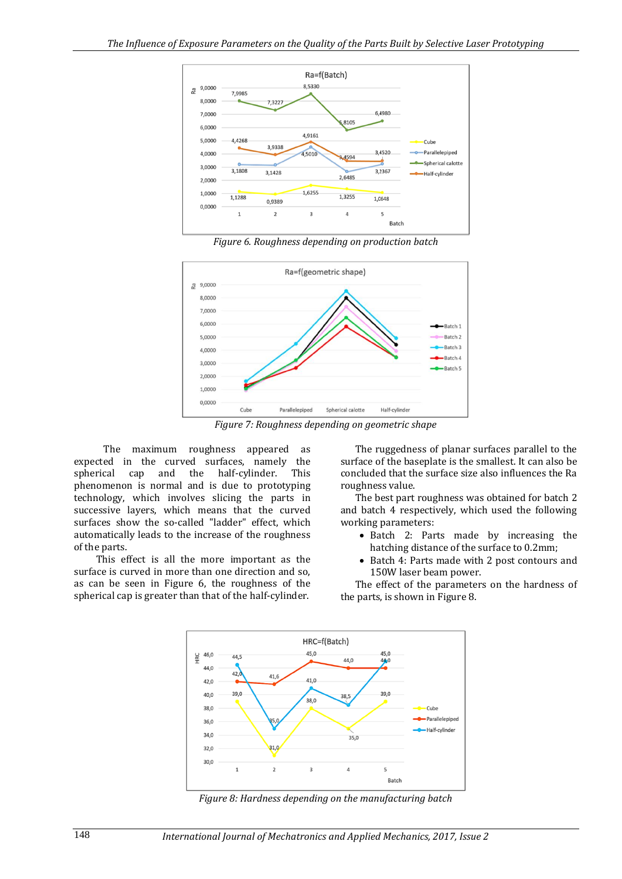Figure 6. Roughness depending on production batch

Figure 7: Roughness depending on geometric shape

The maximum roughness appeared as expected in the curved surfaces, namely the spherical cap and the half-cylinder. This phenomenon is normal and is due to prototyping technology, which involves slicing the parts in successive layers, which means that the curved surfaces show the so-called "ladder" effect, which automatically leads to the increase of the roughness of the parts.

This effect is all the more important as the surface is curved in more than one direction and so, as can be seen in Figure 6, the roughness of the spherical cap is greater than that of the half-cylinder.

The ruggedness of planar surfaces parallel to the surface of the baseplate is the smallest. It can also be concluded that the surface size also influences the Ra roughness value.

The best part roughness was obtained for batch 2 and batch 4 respectively, which used the following working parameters:

- Batch 2: Parts made by increasing the hatching distance of the surface to 0.2mm;
- Batch 4: Parts made with 2 post contours and 150W laser beam power.

The effect of the parameters on the hardness of the parts, is shown in Figure 8.

Figure 8: Hardness depending on the manufacturing batch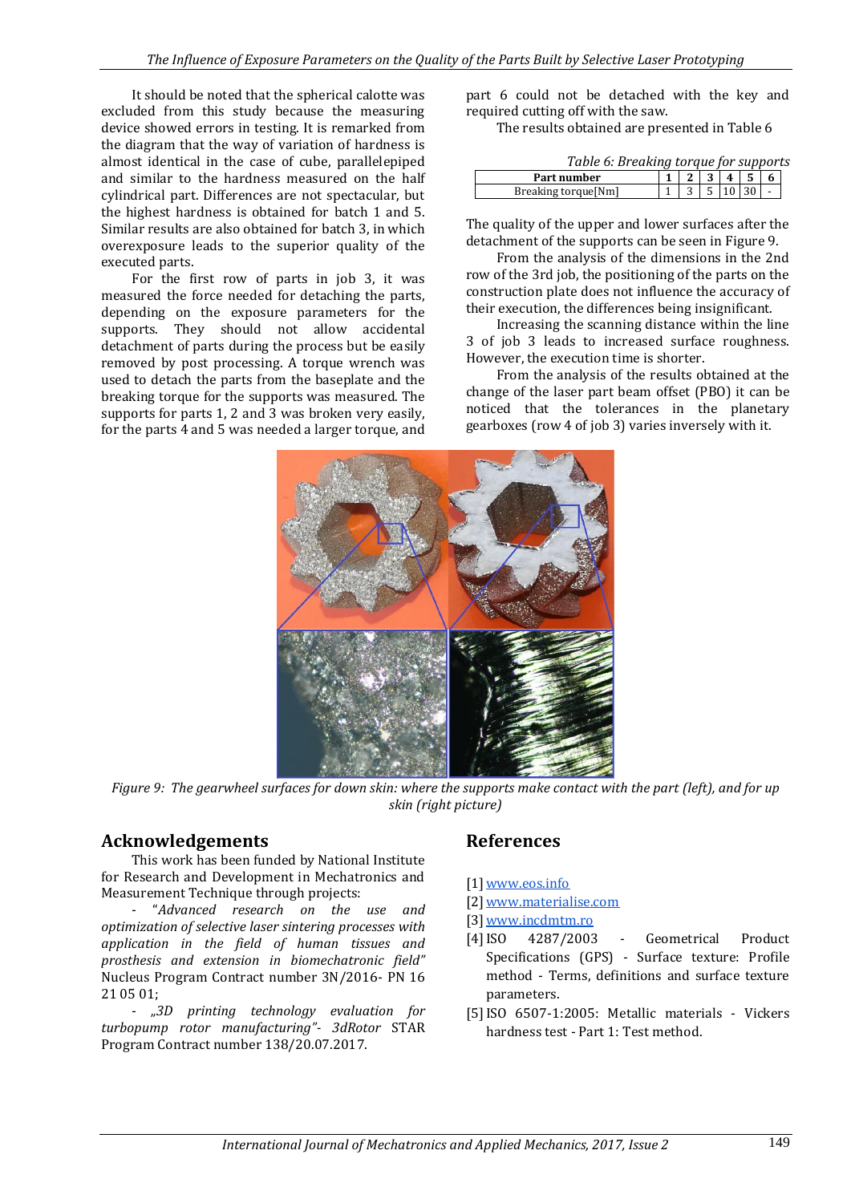It should be noted that the spherical calotte was excluded from this study because the measuring device showed errors in testing. It is remarked from the diagram that the way of variation of hardness is almost identical in the case of cube, parallelepiped and similar to the hardness measured on the half cylindrical part. Differences are not spectacular, but the highest hardness is obtained for batch 1 and 5. Similar results are also obtained for batch 3, in which overexposure leads to the superior quality of the executed parts.

For the first row of parts in job 3, it was measured the force needed for detaching the parts, depending on the exposure parameters for the supports. They should not allow accidental detachment of parts during the process but be easily removed by post processing. A torque wrench was used to detach the parts from the baseplate and the breaking torque for the supports was measured. The supports for parts 1, 2 and 3 was broken very easily, for the parts 4 and 5 was needed a larger torque, and part 6 could not be detached with the key and required cutting off with the saw.

The results obtained are presented in Table 6

*Table 6: Breaking torque for supports*

| Part number | 1 | 2 | 3 | 4 | 5 | 6 |
|---|---|---|---|---|---|---|
| Breaking torque[Nm] | 1 | 3 | 5 | 10 | 30 | - |

The quality of the upper and lower surfaces after the detachment of the supports can be seen in Figure 9.

From the analysis of the dimensions in the 2nd row of the 3rd job, the positioning of the parts on the construction plate does not influence the accuracy of their execution, the differences being insignificant.

Increasing the scanning distance within the line 3 of job 3 leads to increased surface roughness. However, the execution time is shorter.

From the analysis of the results obtained at the change of the laser part beam offset (PBO) it can be noticed that the tolerances in the planetary gearboxes (row 4 of job 3) varies inversely with it.

*Figure 9: The gearwheel surfaces for down skin: where the supports make contact with the part (left), and for up skin (right picture)*

## Acknowledgements

This work has been funded by National Institute for Research and Development in Mechatronics and Measurement Technique through projects:

- *"Advanced research on the use and optimization of selective laser sintering processes with application in the field of human tissues and prosthesis and extension in biomechatronic field"* Nucleus Program Contract number 3N/2016- PN 16 21 05 01;
- *„3D printing technology evaluation for turbopump rotor manufacturing"- 3dRotor* STAR Program Contract number 138/20.07.2017.

## References

[1] www.eos.info

[2] www.materialise.com

[3] www.incdmtm.ro

[4] ISO 4287/2003 - Geometrical Product Specifications (GPS) - Surface texture: Profile method - Terms, definitions and surface texture parameters.

[5] ISO 6507-1:2005: Metallic materials - Vickers hardness test - Part 1: Test method.